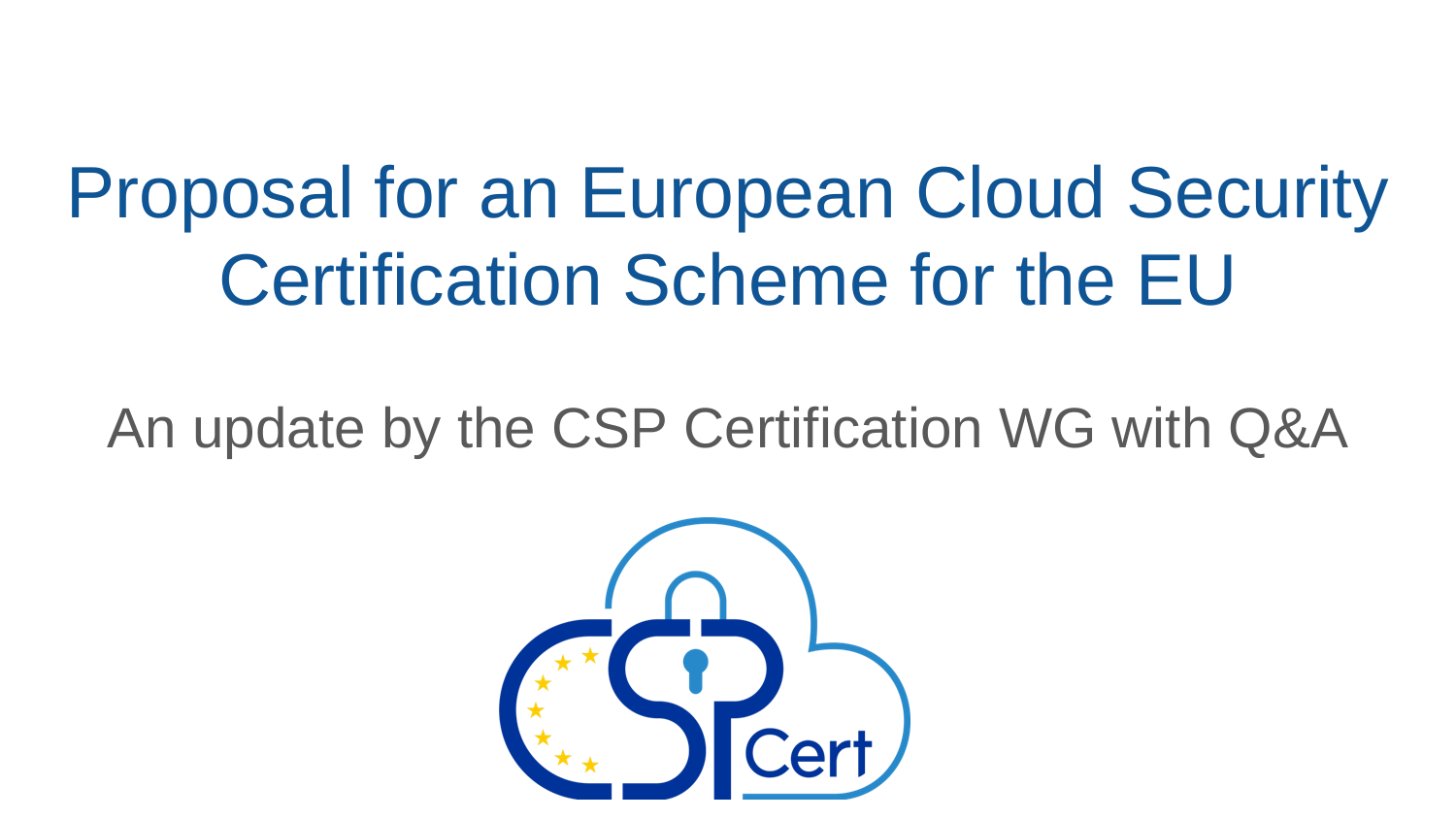# Proposal for an European Cloud Security Certification Scheme for the EU

## An update by the CSP Certification WG with Q&A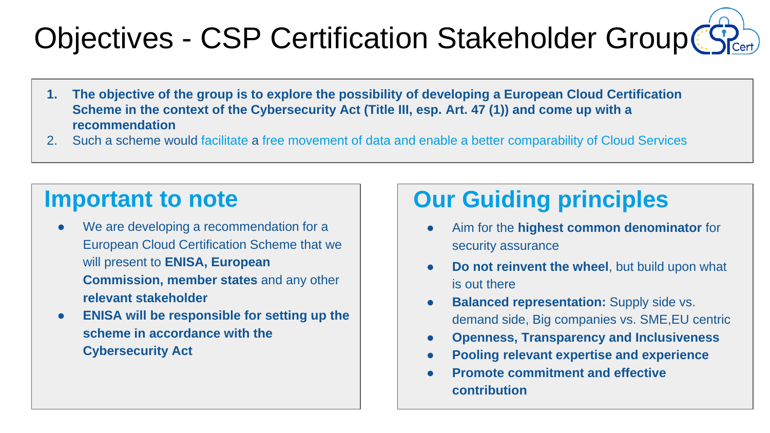# Objectives - CSP Certification Stakeholder Group

1. **The objective of the group is to explore the possibility of developing a European Cloud Certification Scheme in the context of the Cybersecurity Act (Title III, esp. Art. 47 (1)) and come up with a recommendation**
2. Such a scheme would facilitate a free movement of data and enable a better comparability of Cloud Services

## Important to note

- We are developing a recommendation for a European Cloud Certification Scheme that we will present to **ENISA, European Commission, member states** and any other **relevant stakeholder**
- **ENISA will be responsible for setting up the scheme in accordance with the Cybersecurity Act**

## Our Guiding principles

- Aim for the **highest common denominator** for security assurance
- **Do not reinvent the wheel**, but build upon what is out there
- **Balanced representation:** Supply side vs. demand side, Big companies vs. SME,EU centric
- **Openness, Transparency and Inclusiveness**
- **Pooling relevant expertise and experience**
- **Promote commitment and effective contribution**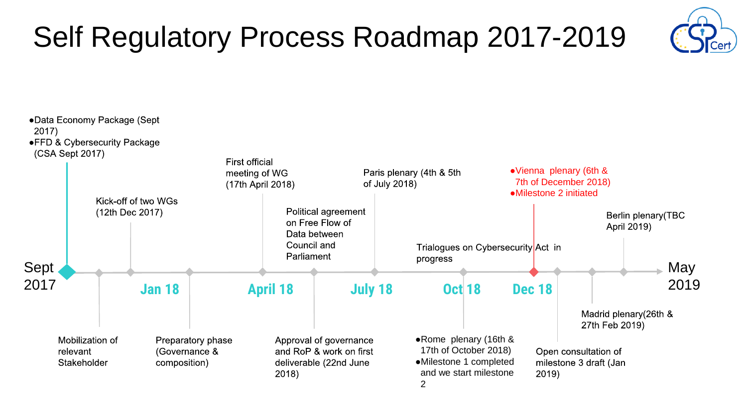# Self Regulatory Process Roadmap 2017-2019

**Sept 2017**

- Data Economy Package (Sept 2017)
- FFD & Cybersecurity Package (CSA Sept 2017)

Mobilization of relevant Stakeholder

Kick-off of two WGs (12th Dec 2017)

**Jan 18**

Preparatory phase (Governance & composition)

First official meeting of WG (17th April 2018)

**April 18**

Political agreement on Free Flow of Data between Council and Parliament

Approval of governance and RoP & work on first deliverable (22nd June 2018)

Paris plenary (4th & 5th of July 2018)

**July 18**

Trialogues on Cybersecurity Act in progress

**Oct 18**

- Rome plenary (16th & 17th of October 2018)
- Milestone 1 completed and we start milestone 2

**Dec 18**

- Vienna plenary (6th & 7th of December 2018)
- Milestone 2 initiated

Open consultation of milestone 3 draft (Jan 2019)

Madrid plenary(26th & 27th Feb 2019)

Berlin plenary(TBC April 2019)

**May 2019**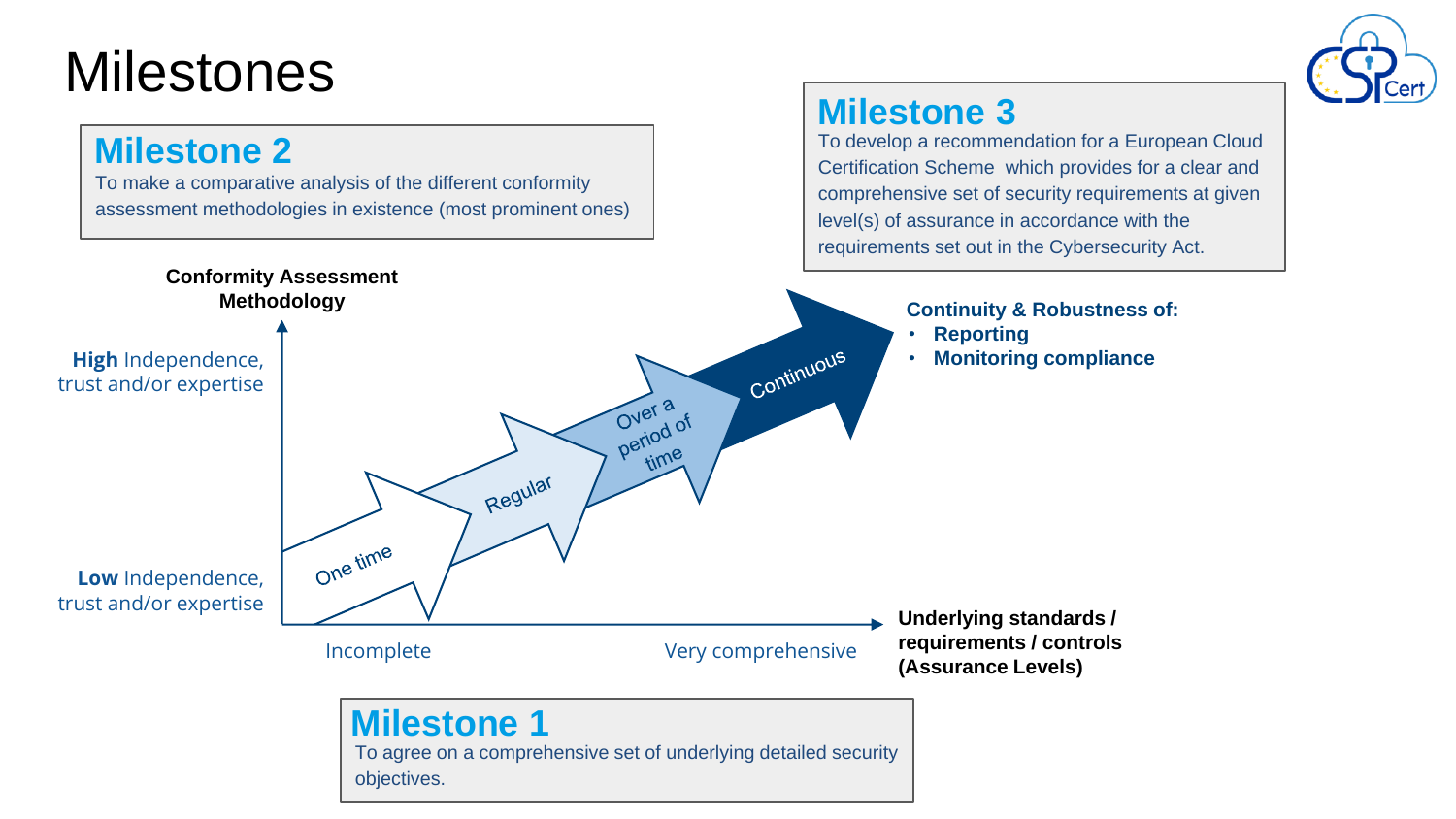# Milestones

## Milestone 2

To make a comparative analysis of the different conformity assessment methodologies in existence (most prominent ones)

## Milestone 3

To develop a recommendation for a European Cloud Certification Scheme which provides for a clear and comprehensive set of security requirements at given level(s) of assurance in accordance with the requirements set out in the Cybersecurity Act.

**Conformity Assessment Methodology**

**High** Independence, trust and/or expertise

**Low** Independence, trust and/or expertise

One time

Regular

Over a period of time

Continuous

**Continuity & Robustness of:**

- **Reporting**
- **Monitoring compliance**

Incomplete

Very comprehensive

**Underlying standards / requirements / controls (Assurance Levels)**

## Milestone 1

To agree on a comprehensive set of underlying detailed security objectives.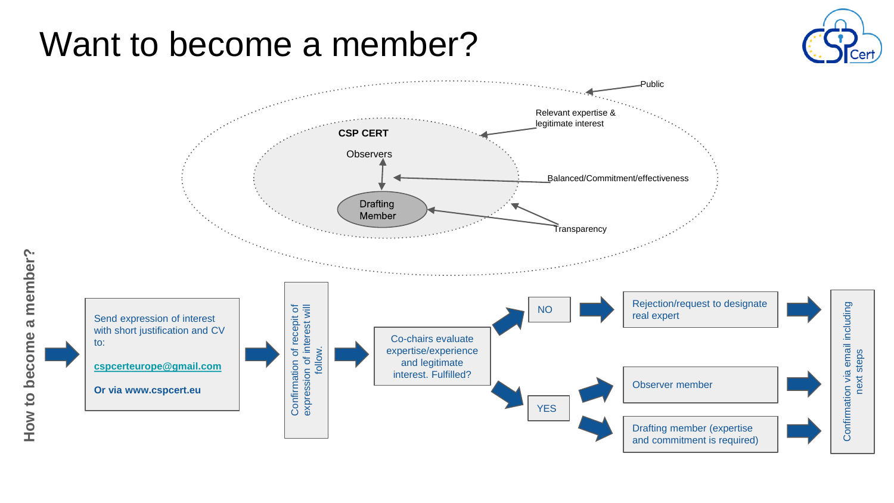# Want to become a member?

Public

Relevant expertise & legitimate interest

CSP CERT

Observers

Drafting Member

Balanced/Commitment/effectiveness

Transparency

## How to become a member?

Send expression of interest with short justification and CV to:

**cspcerteurope@gmail.com**

**Or via www.cspcert.eu**

Confirmation of receipt of expression of interest will follow.

Co-chairs evaluate expertise/experience and legitimate interest. Fulfilled?

NO

Rejection/request to designate real expert

YES

Observer member

Drafting member (expertise and commitment is required)

Confirmation via email including next steps